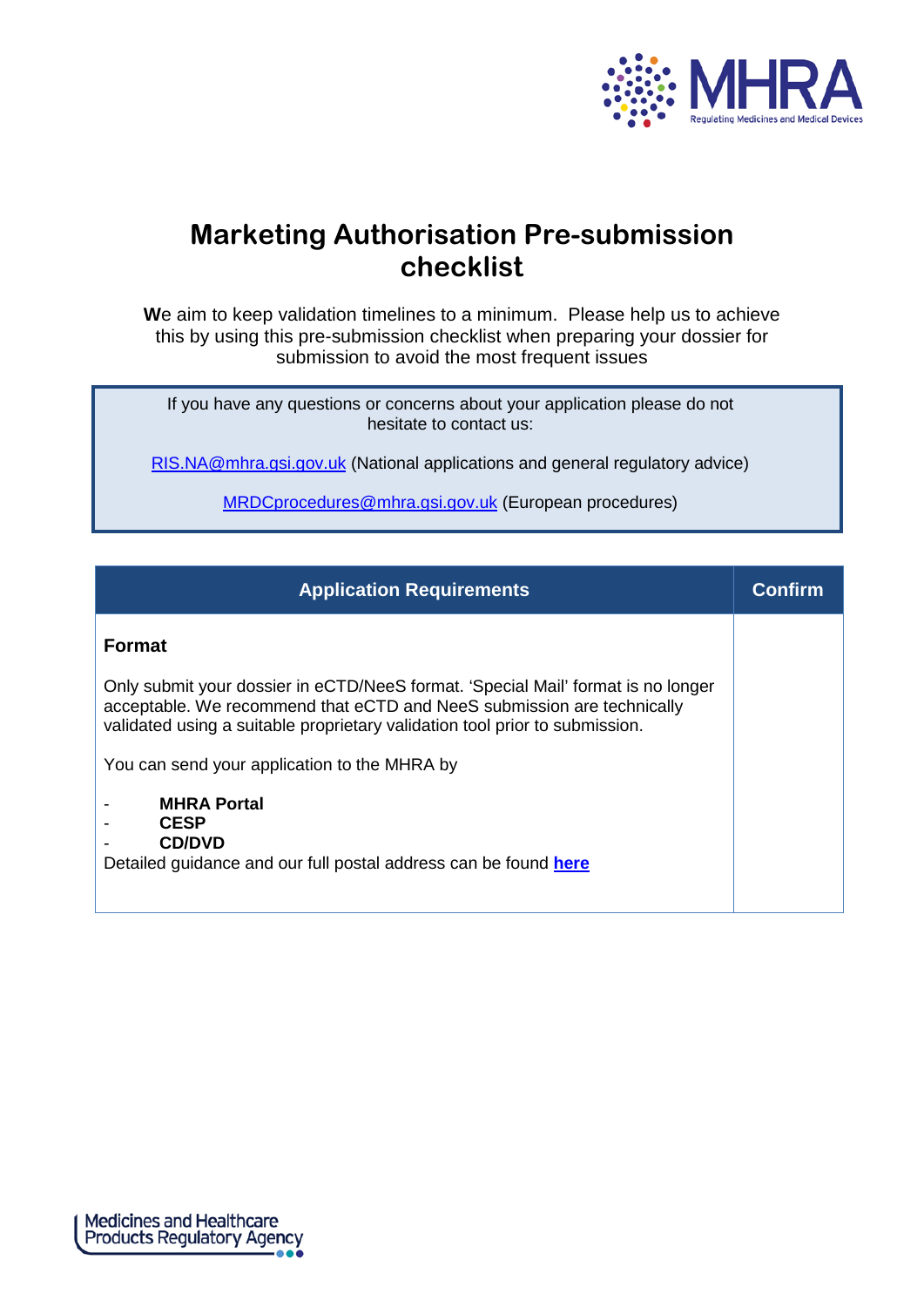# Marketing Authorisation Pre-submission checklist

**W**e aim to keep validation timelines to a minimum. Please help us to achieve this by using this pre-submission checklist when preparing your dossier for submission to avoid the most frequent issues

> If you have any questions or concerns about your application please do not hesitate to contact us:
>
> RIS.NA@mhra.gsi.gov.uk (National applications and general regulatory advice)
>
> MRDCprocedures@mhra.gsi.gov.uk (European procedures)

| Application Requirements | Confirm |
| --- | --- |
| **Format**<br><br>Only submit your dossier in eCTD/NeeS format. 'Special Mail' format is no longer acceptable. We recommend that eCTD and NeeS submission are technically validated using a suitable proprietary validation tool prior to submission.<br><br>You can send your application to the MHRA by<br><br>- **MHRA Portal**<br>- **CESP**<br>- **CD/DVD**<br><br>Detailed guidance and our full postal address can be found **here** | |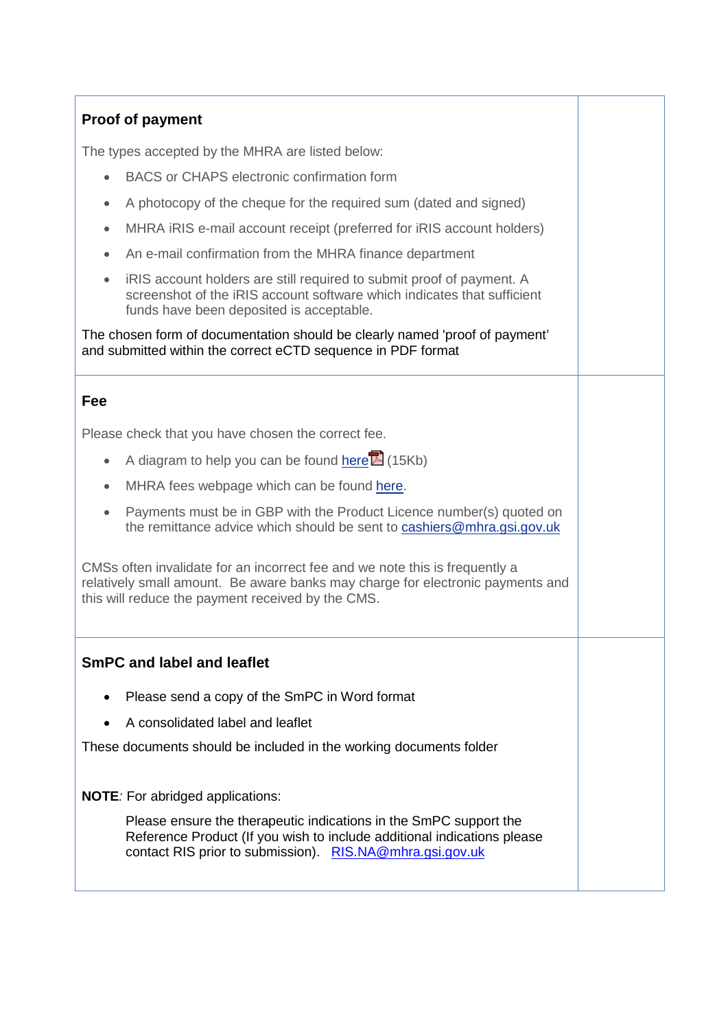| | |
|---|---|
| **Proof of payment**<br><br>The types accepted by the MHRA are listed below:<br><br>• BACS or CHAPS electronic confirmation form<br>• A photocopy of the cheque for the required sum (dated and signed)<br>• MHRA iRIS e-mail account receipt (preferred for iRIS account holders)<br>• An e-mail confirmation from the MHRA finance department<br>• iRIS account holders are still required to submit proof of payment. A screenshot of the iRIS account software which indicates that sufficient funds have been deposited is acceptable.<br><br>The chosen form of documentation should be clearly named 'proof of payment' and submitted within the correct eCTD sequence in PDF format | |
| **Fee**<br><br>Please check that you have chosen the correct fee.<br><br>• A diagram to help you can be found here (15Kb)<br>• MHRA fees webpage which can be found here.<br>• Payments must be in GBP with the Product Licence number(s) quoted on the remittance advice which should be sent to cashiers@mhra.gsi.gov.uk<br><br>CMSs often invalidate for an incorrect fee and we note this is frequently a relatively small amount. Be aware banks may charge for electronic payments and this will reduce the payment received by the CMS. | |
| **SmPC and label and leaflet**<br><br>• Please send a copy of the SmPC in Word format<br>• A consolidated label and leaflet<br><br>These documents should be included in the working documents folder<br><br>**NOTE**: For abridged applications:<br><br>Please ensure the therapeutic indications in the SmPC support the Reference Product (If you wish to include additional indications please contact RIS prior to submission). RIS.NA@mhra.gsi.gov.uk | |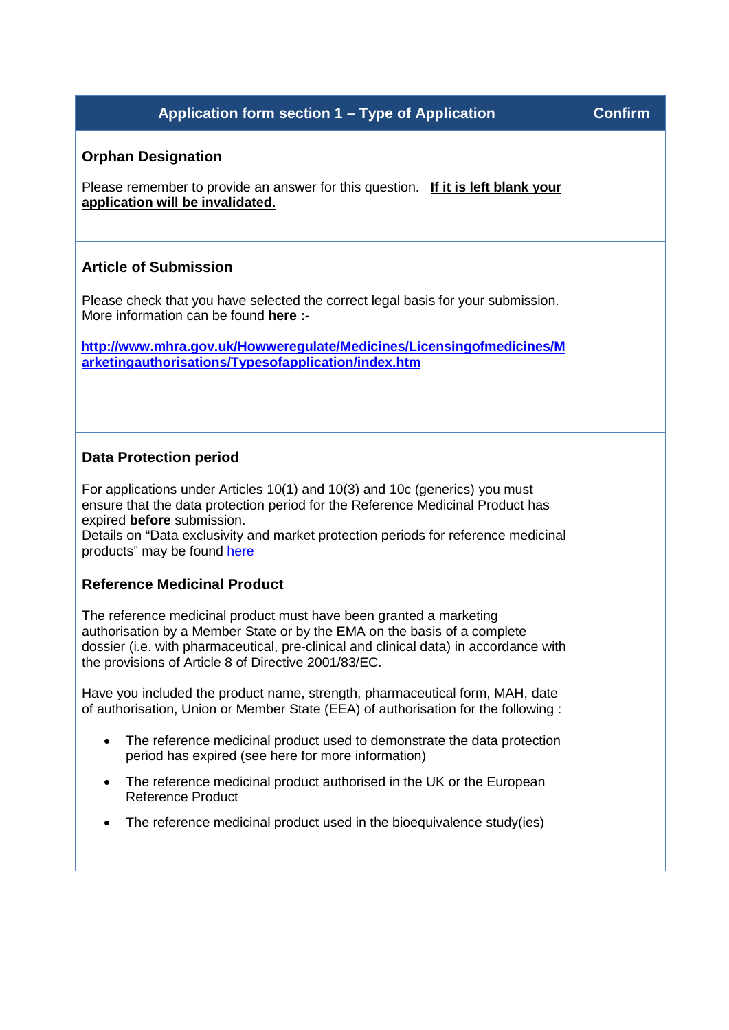| Application form section 1 – Type of Application | Confirm |
| --- | --- |
| **Orphan Designation**<br><br>Please remember to provide an answer for this question. **If it is left blank your application will be invalidated.** | |
| **Article of Submission**<br><br>Please check that you have selected the correct legal basis for your submission. More information can be found **here :-**<br><br>**http://www.mhra.gov.uk/Howweregulate/Medicines/Licensingofmedicines/Marketingauthorisations/Typesofapplication/index.htm** | |
| **Data Protection period**<br><br>For applications under Articles 10(1) and 10(3) and 10c (generics) you must ensure that the data protection period for the Reference Medicinal Product has expired **before** submission.<br>Details on "Data exclusivity and market protection periods for reference medicinal products" may be found here<br><br>**Reference Medicinal Product**<br><br>The reference medicinal product must have been granted a marketing authorisation by a Member State or by the EMA on the basis of a complete dossier (i.e. with pharmaceutical, pre-clinical and clinical data) in accordance with the provisions of Article 8 of Directive 2001/83/EC.<br><br>Have you included the product name, strength, pharmaceutical form, MAH, date of authorisation, Union or Member State (EEA) of authorisation for the following :<br><br>• The reference medicinal product used to demonstrate the data protection period has expired (see here for more information)<br>• The reference medicinal product authorised in the UK or the European Reference Product<br>• The reference medicinal product used in the bioequivalence study(ies) | |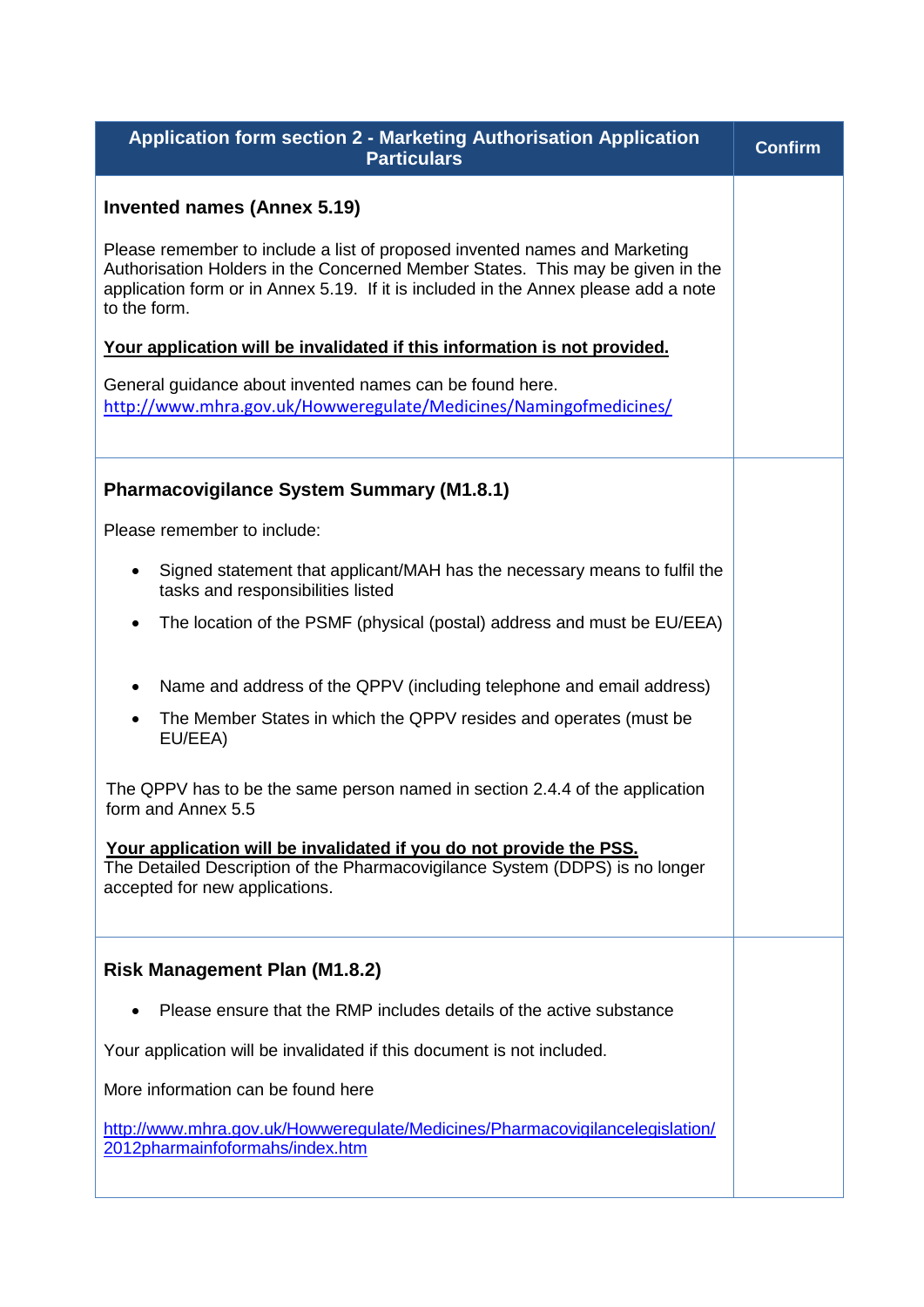| Application form section 2 - Marketing Authorisation Application Particulars | Confirm |
| --- | --- |
| **Invented names (Annex 5.19)**<br><br>Please remember to include a list of proposed invented names and Marketing Authorisation Holders in the Concerned Member States. This may be given in the application form or in Annex 5.19. If it is included in the Annex please add a note to the form.<br><br>**<u>Your application will be invalidated if this information is not provided.</u>**<br><br>General guidance about invented names can be found here. [http://www.mhra.gov.uk/Howweregulate/Medicines/Namingofmedicines/](http://www.mhra.gov.uk/Howweregulate/Medicines/Namingofmedicines/) | |
| **Pharmacovigilance System Summary (M1.8.1)**<br><br>Please remember to include:<br><br>• Signed statement that applicant/MAH has the necessary means to fulfil the tasks and responsibilities listed<br>• The location of the PSMF (physical (postal) address and must be EU/EEA)<br>• Name and address of the QPPV (including telephone and email address)<br>• The Member States in which the QPPV resides and operates (must be EU/EEA)<br><br>The QPPV has to be the same person named in section 2.4.4 of the application form and Annex 5.5<br><br>**<u>Your application will be invalidated if you do not provide the PSS.</u>**<br>The Detailed Description of the Pharmacovigilance System (DDPS) is no longer accepted for new applications. | |
| **Risk Management Plan (M1.8.2)**<br><br>• Please ensure that the RMP includes details of the active substance<br><br>Your application will be invalidated if this document is not included.<br><br>More information can be found here<br><br>[http://www.mhra.gov.uk/Howweregulate/Medicines/Pharmacovigilancelegislation/2012pharmainfoformahs/index.htm](http://www.mhra.gov.uk/Howweregulate/Medicines/Pharmacovigilancelegislation/2012pharmainfoformahs/index.htm) | |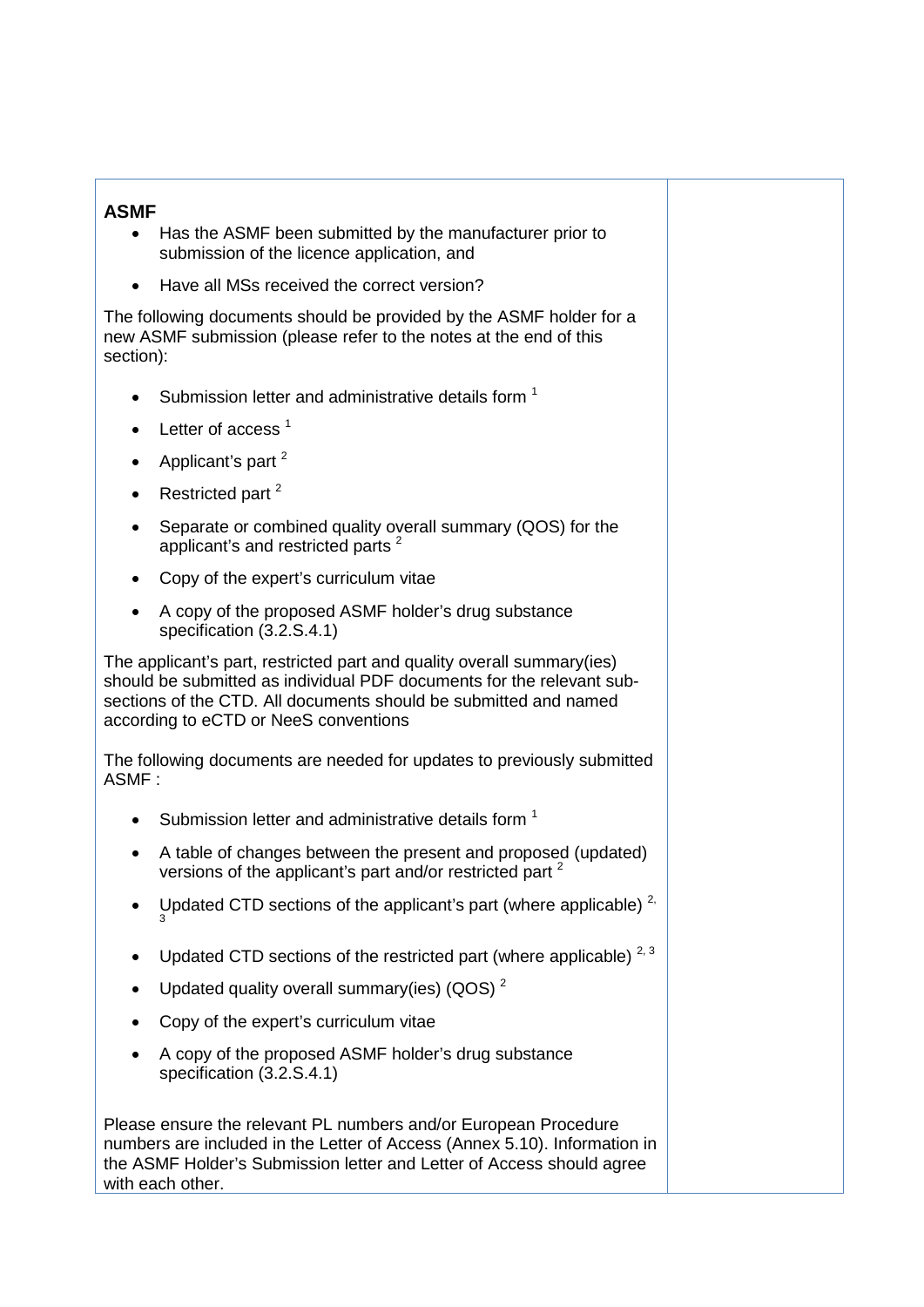| **ASMF** <br> • Has the ASMF been submitted by the manufacturer prior to submission of the licence application, and <br> • Have all MSs received the correct version? <br><br> The following documents should be provided by the ASMF holder for a new ASMF submission (please refer to the notes at the end of this section): <br><br> • Submission letter and administrative details form [1] <br> • Letter of access [1] <br> • Applicant's part [2] <br> • Restricted part [2] <br> • Separate or combined quality overall summary (QOS) for the applicant's and restricted parts [2] <br> • Copy of the expert's curriculum vitae <br> • A copy of the proposed ASMF holder's drug substance specification (3.2.S.4.1) <br><br> The applicant's part, restricted part and quality overall summary(ies) should be submitted as individual PDF documents for the relevant sub-sections of the CTD. All documents should be submitted and named according to eCTD or NeeS conventions <br><br> The following documents are needed for updates to previously submitted ASMF : <br><br> • Submission letter and administrative details form [1] <br> • A table of changes between the present and proposed (updated) versions of the applicant's part and/or restricted part [2] <br> • Updated CTD sections of the applicant's part (where applicable) [2, 3] <br> • Updated CTD sections of the restricted part (where applicable) [2, 3] <br> • Updated quality overall summary(ies) (QOS) [2] <br> • Copy of the expert's curriculum vitae <br> • A copy of the proposed ASMF holder's drug substance specification (3.2.S.4.1) <br><br> Please ensure the relevant PL numbers and/or European Procedure numbers are included in the Letter of Access (Annex 5.10). Information in the ASMF Holder's Submission letter and Letter of Access should agree with each other. | |
|---|---|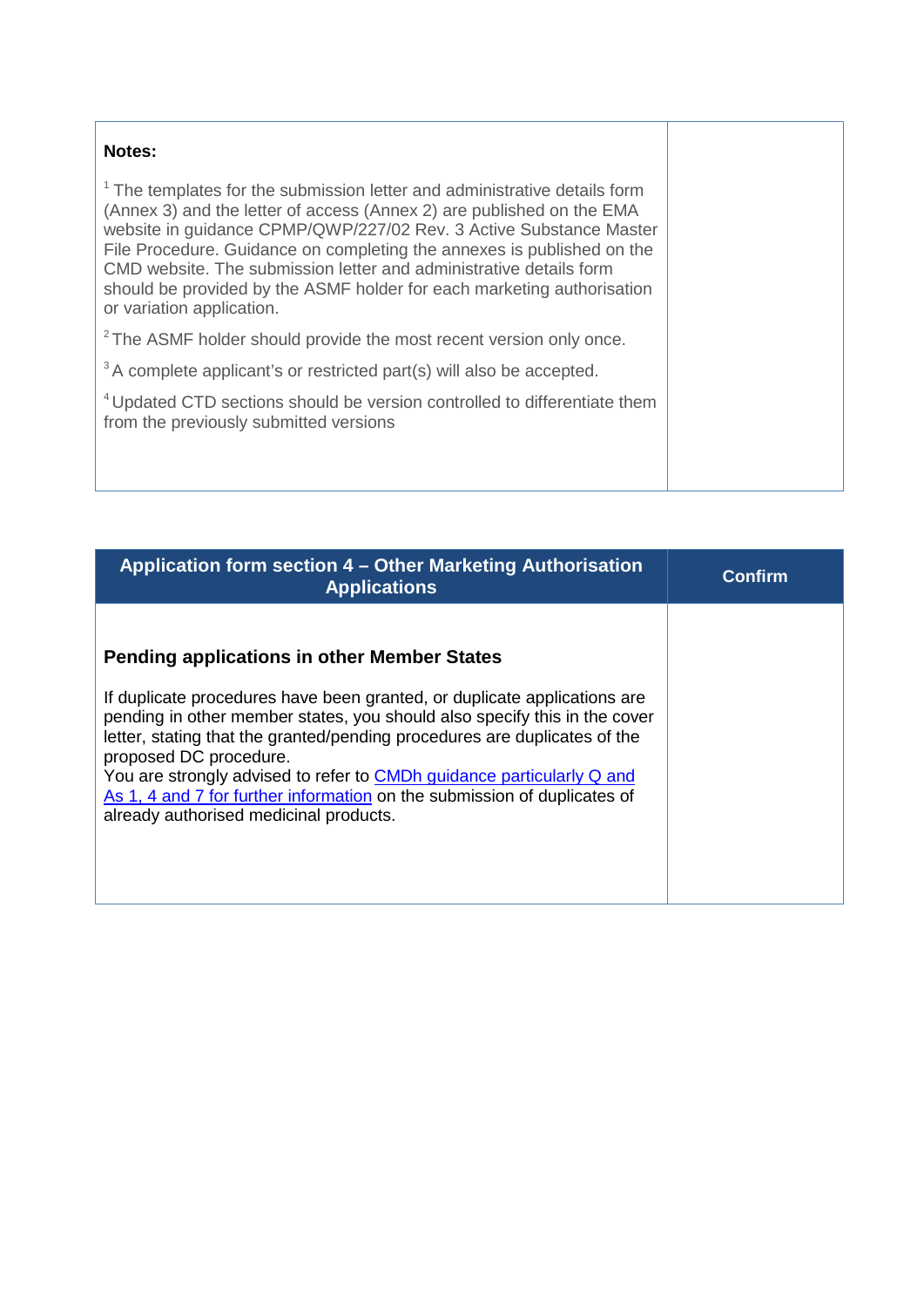| **Notes:**<br><br>[1] The templates for the submission letter and administrative details form (Annex 3) and the letter of access (Annex 2) are published on the EMA website in guidance CPMP/QWP/227/02 Rev. 3 Active Substance Master File Procedure. Guidance on completing the annexes is published on the CMD website. The submission letter and administrative details form should be provided by the ASMF holder for each marketing authorisation or variation application.<br><br>[2] The ASMF holder should provide the most recent version only once.<br><br>[3] A complete applicant's or restricted part(s) will also be accepted.<br><br>[4] Updated CTD sections should be version controlled to differentiate them from the previously submitted versions | |
|---|---|

| Application form section 4 – Other Marketing Authorisation Applications | Confirm |
|---|---|
| **Pending applications in other Member States**<br><br>If duplicate procedures have been granted, or duplicate applications are pending in other member states, you should also specify this in the cover letter, stating that the granted/pending procedures are duplicates of the proposed DC procedure.<br>You are strongly advised to refer to CMDh guidance particularly Q and As 1, 4 and 7 for further information on the submission of duplicates of already authorised medicinal products. | |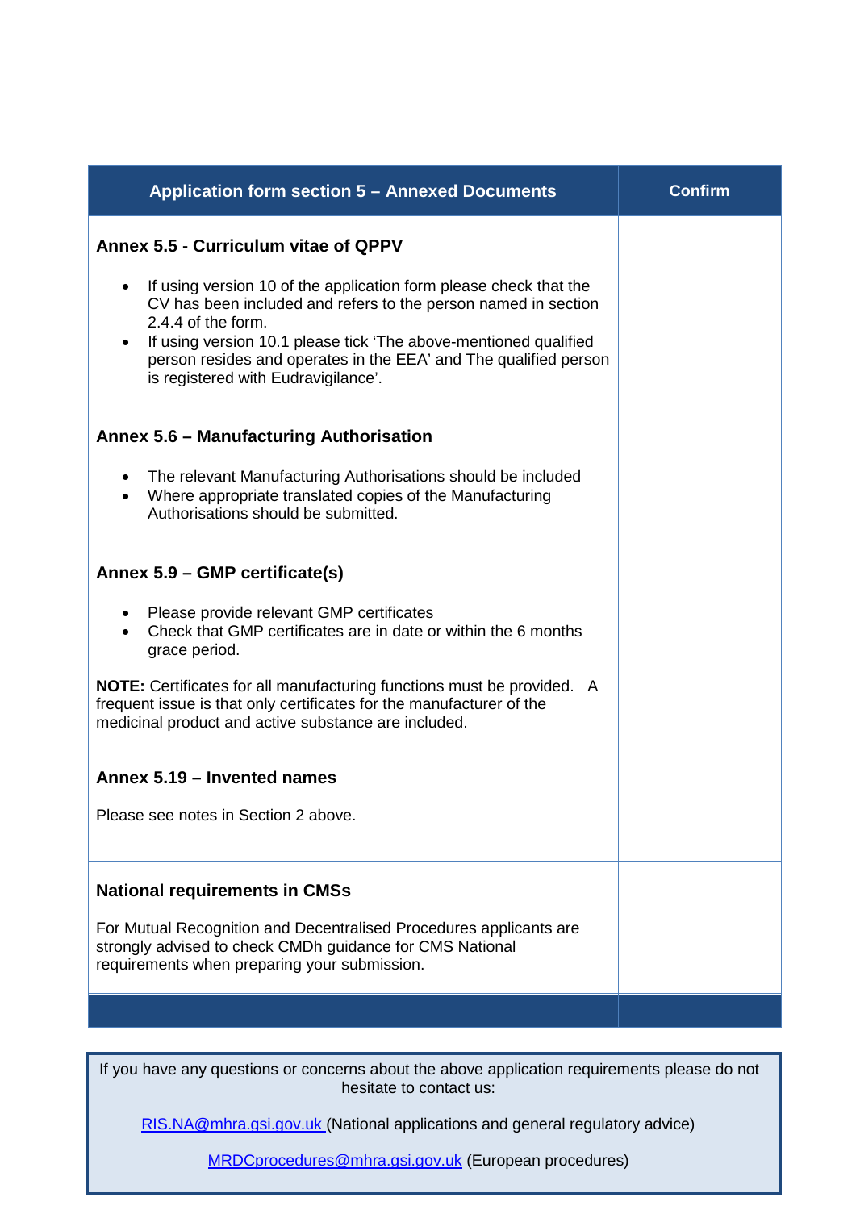| Application form section 5 – Annexed Documents | Confirm |
|---|---|
| **Annex 5.5 - Curriculum vitae of QPPV**<br><br>• If using version 10 of the application form please check that the CV has been included and refers to the person named in section 2.4.4 of the form.<br>• If using version 10.1 please tick 'The above-mentioned qualified person resides and operates in the EEA' and The qualified person is registered with Eudravigilance'.<br><br>**Annex 5.6 – Manufacturing Authorisation**<br><br>• The relevant Manufacturing Authorisations should be included<br>• Where appropriate translated copies of the Manufacturing Authorisations should be submitted.<br><br>**Annex 5.9 – GMP certificate(s)**<br><br>• Please provide relevant GMP certificates<br>• Check that GMP certificates are in date or within the 6 months grace period.<br><br>**NOTE:** Certificates for all manufacturing functions must be provided. A frequent issue is that only certificates for the manufacturer of the medicinal product and active substance are included.<br><br>**Annex 5.19 – Invented names**<br><br>Please see notes in Section 2 above. | |
| **National requirements in CMSs**<br><br>For Mutual Recognition and Decentralised Procedures applicants are strongly advised to check CMDh guidance for CMS National requirements when preparing your submission. | |

If you have any questions or concerns about the above application requirements please do not hesitate to contact us:

RIS.NA@mhra.gsi.gov.uk (National applications and general regulatory advice)

MRDCprocedures@mhra.gsi.gov.uk (European procedures)